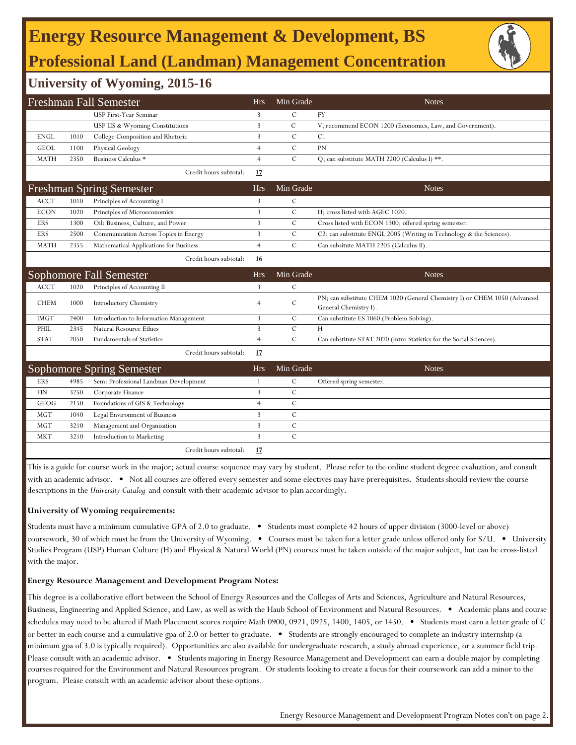# Energy Resource Management & Development, BS

## Professional Land (Landman) Management Concentration

### University of Wyoming, 2015-16

| Freshman Fall Semester | | | Hrs | Min Grade | Notes |
|---|---|---|---|---|---|
| | | USP First-Year Seminar | 3 | C | FY |
| | | USP US & Wyoming Constitutions | 3 | C | V; recommend ECON 1200 (Economics, Law, and Government). |
| ENGL | 1010 | College Composition and Rhetoric | 3 | C | C1 |
| GEOL | 1100 | Physical Geology | 4 | C | PN |
| MATH | 2350 | Business Calculus * | 4 | C | Q; can substitute MATH 2200 (Calculus I) **. |
| | | Credit hours subtotal: | **17** | | |

| Freshman Spring Semester | | | Hrs | Min Grade | Notes |
|---|---|---|---|---|---|
| ACCT | 1010 | Principles of Accounting I | 3 | C | |
| ECON | 1020 | Principles of Microeconomics | 3 | C | H; cross listed with AGEC 1020. |
| ERS | 1300 | Oil: Business, Culture, and Power | 3 | C | Cross listed with ECON 1300; offered spring semester. |
| ERS | 2500 | Communication Across Topics in Energy | 3 | C | C2; can substitute ENGL 2005 (Writing in Technology & the Sciences). |
| MATH | 2355 | Mathematical Applications for Business | 4 | C | Can subsitute MATH 2205 (Calculus II). |
| | | Credit hours subtotal: | **16** | | |

| Sophomore Fall Semester | | | Hrs | Min Grade | Notes |
|---|---|---|---|---|---|
| ACCT | 1020 | Principles of Accounting II | 3 | C | |
| CHEM | 1000 | Introductory Chemistry | 4 | C | PN; can substitute CHEM 1020 (General Chemistry I) or CHEM 1050 (Advanced General Chemistry I). |
| IMGT | 2400 | Introduction to Information Management | 3 | C | Can substitute ES 1060 (Problem Solving). |
| PHIL | 2345 | Natural Resource Ethics | 3 | C | H |
| STAT | 2050 | Fundamentals of Statistics | 4 | C | Can substitute STAT 2070 (Intro Statistics for the Social Sciences). |
| | | Credit hours subtotal: | **17** | | |

| Sophomore Spring Semester | | | Hrs | Min Grade | Notes |
|---|---|---|---|---|---|
| ERS | 4985 | Sem: Professional Landman Development | 1 | C | Offered spring semester. |
| FIN | 3250 | Corporate Finance | 3 | C | |
| GEOG | 2150 | Foundations of GIS & Technology | 4 | C | |
| MGT | 1040 | Legal Environment of Business | 3 | C | |
| MGT | 3210 | Management and Organization | 3 | C | |
| MKT | 3210 | Introduction to Marketing | 3 | C | |
| | | Credit hours subtotal: | **17** | | |

This is a guide for course work in the major; actual course sequence may vary by student. Please refer to the online student degree evaluation, and consult with an academic advisor. • Not all courses are offered every semester and some electives may have prerequisites. Students should review the course descriptions in the *University Catalog* and consult with their academic advisor to plan accordingly.

**University of Wyoming requirements:**

Students must have a minimum cumulative GPA of 2.0 to graduate. • Students must complete 42 hours of upper division (3000-level or above) coursework, 30 of which must be from the University of Wyoming. • Courses must be taken for a letter grade unless offered only for S/U. • University Studies Program (USP) Human Culture (H) and Physical & Natural World (PN) courses must be taken outside of the major subject, but can be cross-listed with the major.

**Energy Resource Management and Development Program Notes:**

This degree is a collaborative effort between the School of Energy Resources and the Colleges of Arts and Sciences, Agriculture and Natural Resources, Business, Engineering and Applied Science, and Law, as well as with the Haub School of Environment and Natural Resources. • Academic plans and course schedules may need to be altered if Math Placement scores require Math 0900, 0921, 0925, 1400, 1405, or 1450. • Students must earn a letter grade of C or better in each course and a cumulative gpa of 2.0 or better to graduate. • Students are strongly encouraged to complete an industry internship (a minimum gpa of 3.0 is typically required). Opportunities are also available for undergraduate research, a study abroad experience, or a summer field trip. Please consult with an academic advisor. • Students majoring in Energy Resource Management and Development can earn a double major by completing courses required for the Environment and Natural Resources program. Or students looking to create a focus for their coursework can add a minor to the program. Please consult with an academic advisor about these options.

Energy Resource Management and Development Program Notes con't on page 2.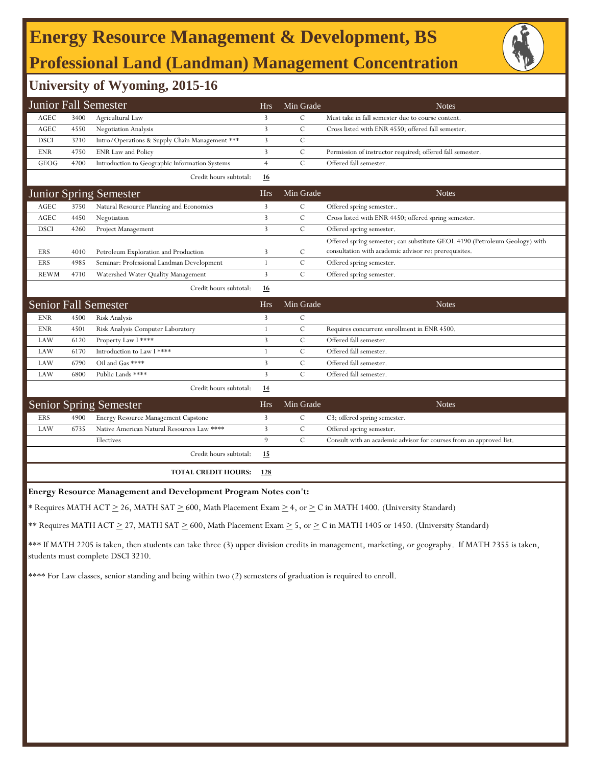# Energy Resource Management & Development, BS

## Professional Land (Landman) Management Concentration

### University of Wyoming, 2015-16

| Junior Fall Semester | | | Hrs | Min Grade | Notes |
|---|---|---|---|---|---|
| AGEC | 3400 | Agricultural Law | 3 | C | Must take in fall semester due to course content. |
| AGEC | 4550 | Negotiation Analysis | 3 | C | Cross listed with ENR 4550; offered fall semester. |
| DSCI | 3210 | Intro/Operations & Supply Chain Management *** | 3 | C | |
| ENR | 4750 | ENR Law and Policy | 3 | C | Permission of instructor required; offered fall semester. |
| GEOG | 4200 | Introduction to Geographic Information Systems | 4 | C | Offered fall semester. |
| | | Credit hours subtotal: | **16** | | |

| Junior Spring Semester | | | Hrs | Min Grade | Notes |
|---|---|---|---|---|---|
| AGEC | 3750 | Natural Resource Planning and Economics | 3 | C | Offered spring semester.. |
| AGEC | 4450 | Negotiation | 3 | C | Cross listed with ENR 4450; offered spring semester. |
| DSCI | 4260 | Project Management | 3 | C | Offered spring semester. |
| ERS | 4010 | Petroleum Exploration and Production | 3 | C | Offered spring semester; can substitute GEOL 4190 (Petroleum Geology) with consultation with academic advisor re: prerequisites. |
| ERS | 4985 | Seminar: Professional Landman Development | 1 | C | Offered spring semester. |
| REWM | 4710 | Watershed Water Quality Management | 3 | C | Offered spring semester. |
| | | Credit hours subtotal: | **16** | | |

| Senior Fall Semester | | | Hrs | Min Grade | Notes |
|---|---|---|---|---|---|
| ENR | 4500 | Risk Analysis | 3 | C | |
| ENR | 4501 | Risk Analysis Computer Laboratory | 1 | C | Requires concurrent enrollment in ENR 4500. |
| LAW | 6120 | Property Law I **** | 3 | C | Offered fall semester. |
| LAW | 6170 | Introduction to Law I **** | 1 | C | Offered fall semester. |
| LAW | 6790 | Oil and Gas **** | 3 | C | Offered fall semester. |
| LAW | 6800 | Public Lands **** | 3 | C | Offered fall semester. |
| | | Credit hours subtotal: | **14** | | |

| Senior Spring Semester | | | Hrs | Min Grade | Notes |
|---|---|---|---|---|---|
| ERS | 4900 | Energy Resource Management Capstone | 3 | C | C3; offered spring semester. |
| LAW | 6735 | Native American Natural Resources Law **** | 3 | C | Offered spring semester. |
| | | Electives | 9 | C | Consult with an academic advisor for courses from an approved list. |
| | | Credit hours subtotal: | **15** | | |
| | | **TOTAL CREDIT HOURS:** | **128** | | |

**Energy Resource Management and Development Program Notes con't:**

* Requires MATH ACT ≥ 26, MATH SAT ≥ 600, Math Placement Exam ≥ 4, or ≥ C in MATH 1400. (University Standard)

** Requires MATH ACT ≥ 27, MATH SAT ≥ 600, Math Placement Exam ≥ 5, or ≥ C in MATH 1405 or 1450. (University Standard)

*** If MATH 2205 is taken, then students can take three (3) upper division credits in management, marketing, or geography. If MATH 2355 is taken, students must complete DSCI 3210.

**** For Law classes, senior standing and being within two (2) semesters of graduation is required to enroll.